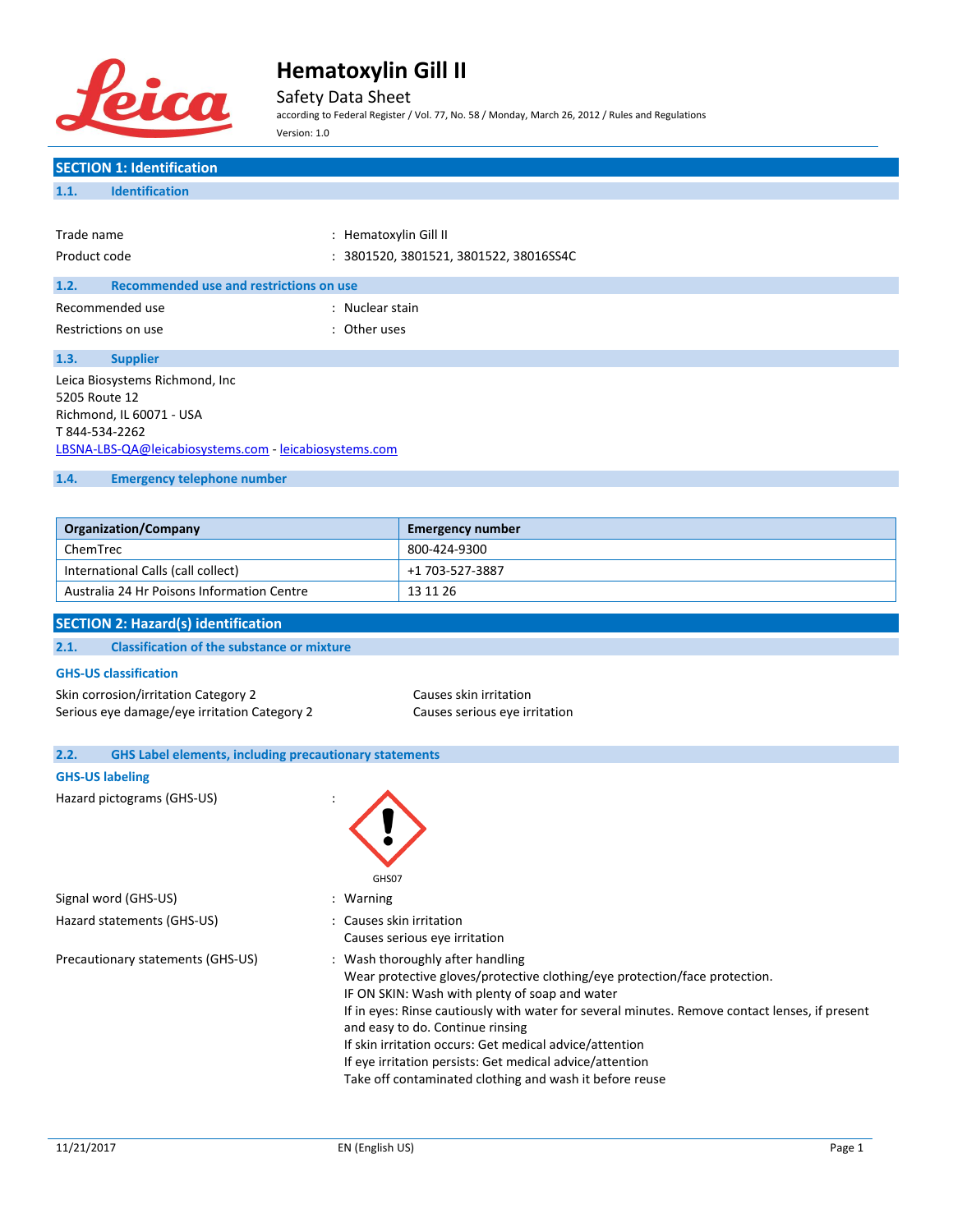# Hematoxylin Gill II

Safety Data Sheet

according to Federal Register / Vol. 77, No. 58 / Monday, March 26, 2012 / Rules and Regulations

Version: 1.0

## SECTION 1: Identification

### 1.1. Identification

Trade name : Hematoxylin Gill II

Product code : 3801520, 3801521, 3801522, 38016SS4C

### 1.2. Recommended use and restrictions on use

Recommended use : Nuclear stain

Restrictions on use : Other uses

### 1.3. Supplier

Leica Biosystems Richmond, Inc
5205 Route 12
Richmond, IL 60071 - USA
T 844-534-2262
LBSNA-LBS-QA@leicabiosystems.com - leicabiosystems.com

### 1.4. Emergency telephone number

| Organization/Company | Emergency number |
|---|---|
| ChemTrec | 800-424-9300 |
| International Calls (call collect) | +1 703-527-3887 |
| Australia 24 Hr Poisons Information Centre | 13 11 26 |

## SECTION 2: Hazard(s) identification

### 2.1. Classification of the substance or mixture

**GHS-US classification**

Skin corrosion/irritation Category 2 — Causes skin irritation

Serious eye damage/eye irritation Category 2 — Causes serious eye irritation

### 2.2. GHS Label elements, including precautionary statements

**GHS-US labeling**

Hazard pictograms (GHS-US) : GHS07

Signal word (GHS-US) : Warning

Hazard statements (GHS-US) : Causes skin irritation
Causes serious eye irritation

Precautionary statements (GHS-US) : Wash thoroughly after handling
Wear protective gloves/protective clothing/eye protection/face protection.
IF ON SKIN: Wash with plenty of soap and water
If in eyes: Rinse cautiously with water for several minutes. Remove contact lenses, if present and easy to do. Continue rinsing
If skin irritation occurs: Get medical advice/attention
If eye irritation persists: Get medical advice/attention
Take off contaminated clothing and wash it before reuse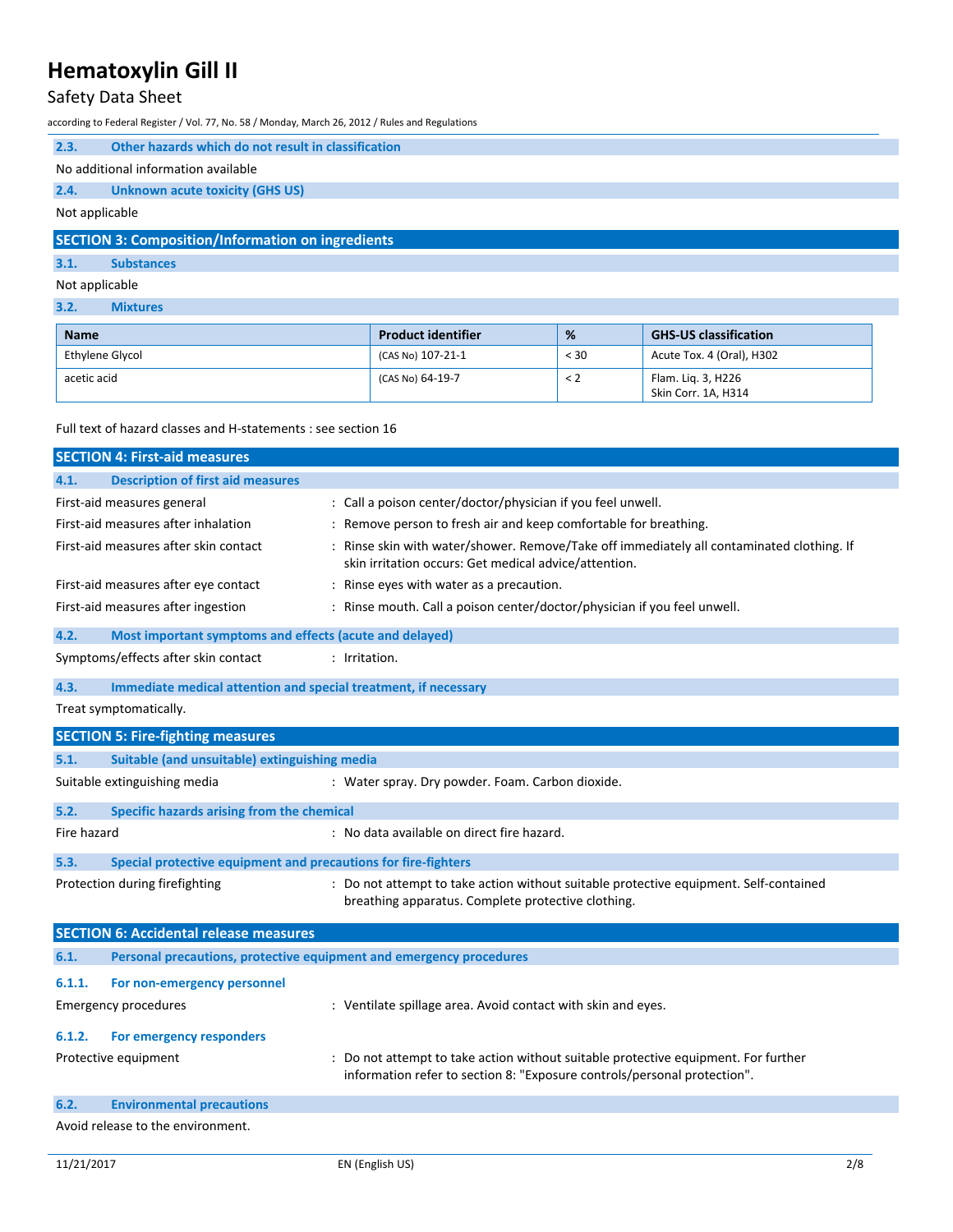### 2.3. Other hazards which do not result in classification

No additional information available

### 2.4. Unknown acute toxicity (GHS US)

Not applicable

## SECTION 3: Composition/Information on ingredients

### 3.1. Substances

Not applicable

### 3.2. Mixtures

| Name | Product identifier | % | GHS-US classification |
|---|---|---|---|
| Ethylene Glycol | (CAS No) 107-21-1 | < 30 | Acute Tox. 4 (Oral), H302 |
| acetic acid | (CAS No) 64-19-7 | < 2 | Flam. Liq. 3, H226<br>Skin Corr. 1A, H314 |

Full text of hazard classes and H-statements : see section 16

## SECTION 4: First-aid measures

### 4.1. Description of first aid measures

First-aid measures general : Call a poison center/doctor/physician if you feel unwell.

First-aid measures after inhalation : Remove person to fresh air and keep comfortable for breathing.

First-aid measures after skin contact : Rinse skin with water/shower. Remove/Take off immediately all contaminated clothing. If skin irritation occurs: Get medical advice/attention.

First-aid measures after eye contact : Rinse eyes with water as a precaution.

First-aid measures after ingestion : Rinse mouth. Call a poison center/doctor/physician if you feel unwell.

### 4.2. Most important symptoms and effects (acute and delayed)

Symptoms/effects after skin contact : Irritation.

### 4.3. Immediate medical attention and special treatment, if necessary

Treat symptomatically.

## SECTION 5: Fire-fighting measures

### 5.1. Suitable (and unsuitable) extinguishing media

Suitable extinguishing media : Water spray. Dry powder. Foam. Carbon dioxide.

### 5.2. Specific hazards arising from the chemical

Fire hazard : No data available on direct fire hazard.

### 5.3. Special protective equipment and precautions for fire-fighters

Protection during firefighting : Do not attempt to take action without suitable protective equipment. Self-contained breathing apparatus. Complete protective clothing.

## SECTION 6: Accidental release measures

### 6.1. Personal precautions, protective equipment and emergency procedures

#### 6.1.1. For non-emergency personnel

Emergency procedures : Ventilate spillage area. Avoid contact with skin and eyes.

#### 6.1.2. For emergency responders

Protective equipment : Do not attempt to take action without suitable protective equipment. For further information refer to section 8: "Exposure controls/personal protection".

### 6.2. Environmental precautions

Avoid release to the environment.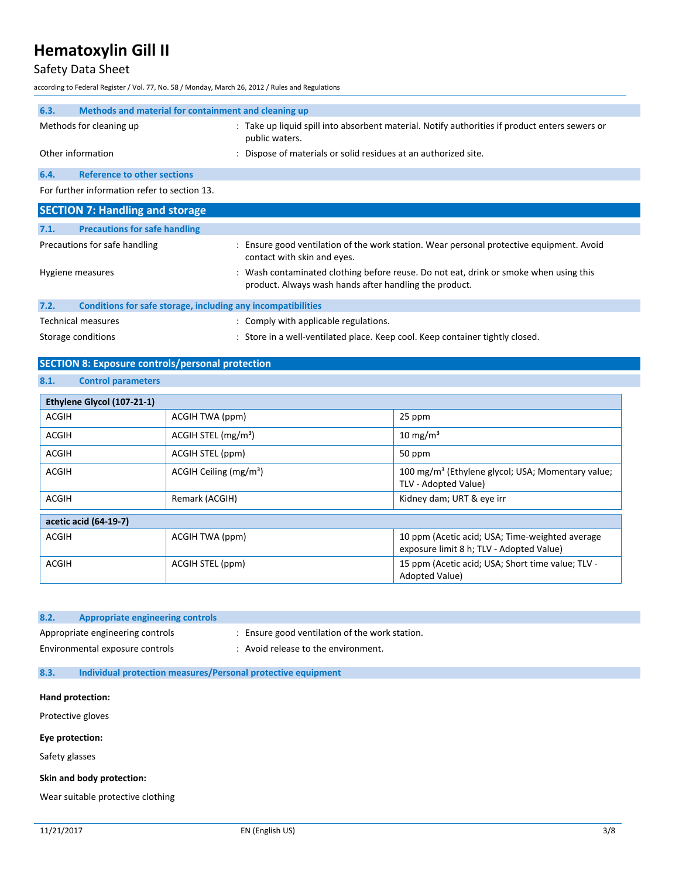### 6.3. Methods and material for containment and cleaning up

Methods for cleaning up : Take up liquid spill into absorbent material. Notify authorities if product enters sewers or public waters.

Other information : Dispose of materials or solid residues at an authorized site.

### 6.4. Reference to other sections

For further information refer to section 13.

## SECTION 7: Handling and storage

### 7.1. Precautions for safe handling

Precautions for safe handling : Ensure good ventilation of the work station. Wear personal protective equipment. Avoid contact with skin and eyes.

Hygiene measures : Wash contaminated clothing before reuse. Do not eat, drink or smoke when using this product. Always wash hands after handling the product.

### 7.2. Conditions for safe storage, including any incompatibilities

Technical measures : Comply with applicable regulations.

Storage conditions : Store in a well-ventilated place. Keep cool. Keep container tightly closed.

## SECTION 8: Exposure controls/personal protection

### 8.1. Control parameters

| Ethylene Glycol (107-21-1) | | |
|---|---|---|
| ACGIH | ACGIH TWA (ppm) | 25 ppm |
| ACGIH | ACGIH STEL (mg/m³) | 10 mg/m³ |
| ACGIH | ACGIH STEL (ppm) | 50 ppm |
| ACGIH | ACGIH Ceiling (mg/m³) | 100 mg/m³ (Ethylene glycol; USA; Momentary value; TLV - Adopted Value) |
| ACGIH | Remark (ACGIH) | Kidney dam; URT & eye irr |

| acetic acid (64-19-7) | | |
|---|---|---|
| ACGIH | ACGIH TWA (ppm) | 10 ppm (Acetic acid; USA; Time-weighted average exposure limit 8 h; TLV - Adopted Value) |
| ACGIH | ACGIH STEL (ppm) | 15 ppm (Acetic acid; USA; Short time value; TLV - Adopted Value) |

### 8.2. Appropriate engineering controls

Appropriate engineering controls : Ensure good ventilation of the work station.

Environmental exposure controls : Avoid release to the environment.

### 8.3. Individual protection measures/Personal protective equipment

**Hand protection:**

Protective gloves

**Eye protection:**

Safety glasses

**Skin and body protection:**

Wear suitable protective clothing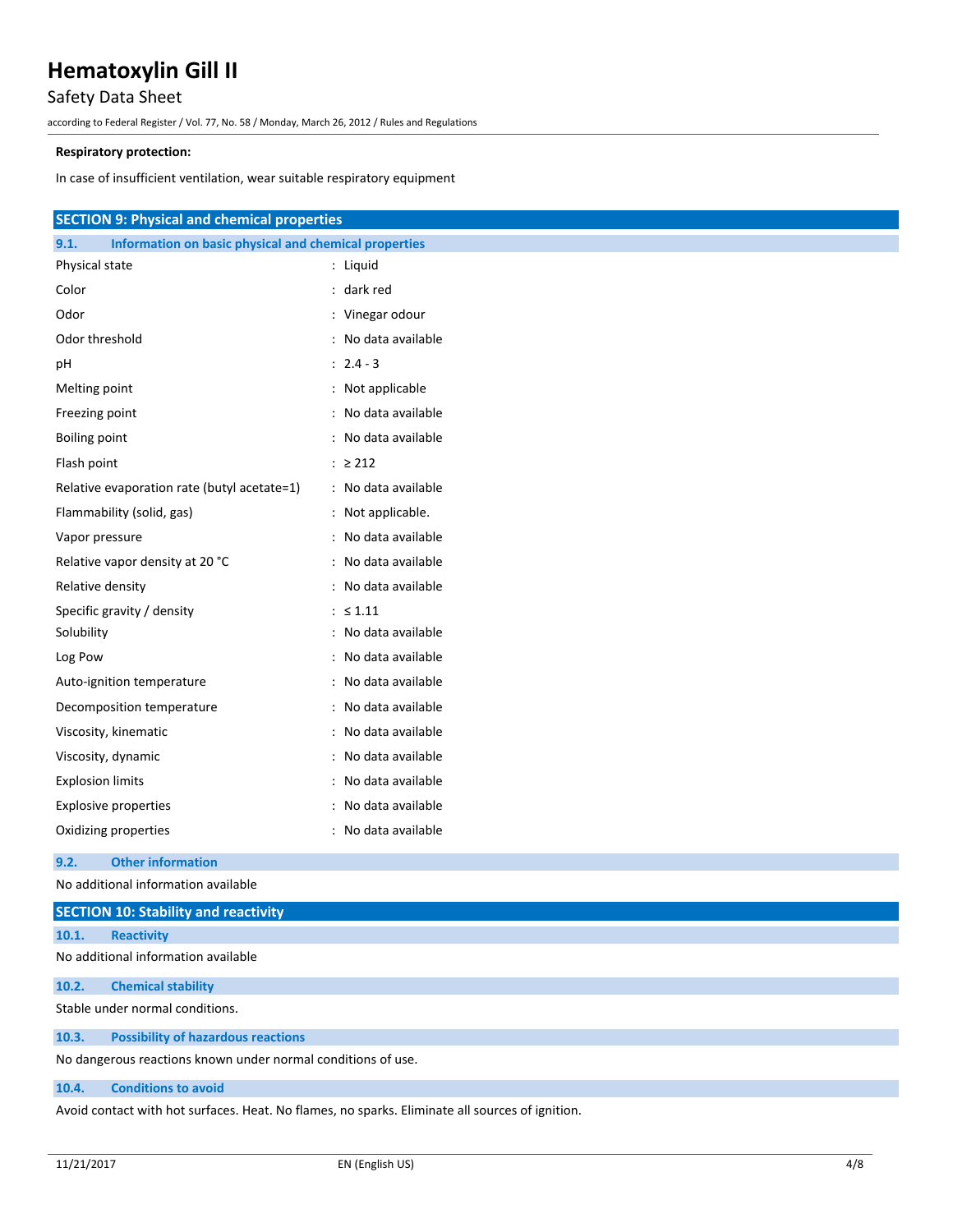**Respiratory protection:**

In case of insufficient ventilation, wear suitable respiratory equipment

## SECTION 9: Physical and chemical properties

### 9.1. Information on basic physical and chemical properties

| Property | Value |
|---|---|
| Physical state | Liquid |
| Color | dark red |
| Odor | Vinegar odour |
| Odor threshold | No data available |
| pH | 2.4 - 3 |
| Melting point | Not applicable |
| Freezing point | No data available |
| Boiling point | No data available |
| Flash point | ≥ 212 |
| Relative evaporation rate (butyl acetate=1) | No data available |
| Flammability (solid, gas) | Not applicable. |
| Vapor pressure | No data available |
| Relative vapor density at 20 °C | No data available |
| Relative density | No data available |
| Specific gravity / density | ≤ 1.11 |
| Solubility | No data available |
| Log Pow | No data available |
| Auto-ignition temperature | No data available |
| Decomposition temperature | No data available |
| Viscosity, kinematic | No data available |
| Viscosity, dynamic | No data available |
| Explosion limits | No data available |
| Explosive properties | No data available |
| Oxidizing properties | No data available |

### 9.2. Other information

No additional information available

## SECTION 10: Stability and reactivity

### 10.1. Reactivity

No additional information available

### 10.2. Chemical stability

Stable under normal conditions.

### 10.3. Possibility of hazardous reactions

No dangerous reactions known under normal conditions of use.

### 10.4. Conditions to avoid

Avoid contact with hot surfaces. Heat. No flames, no sparks. Eliminate all sources of ignition.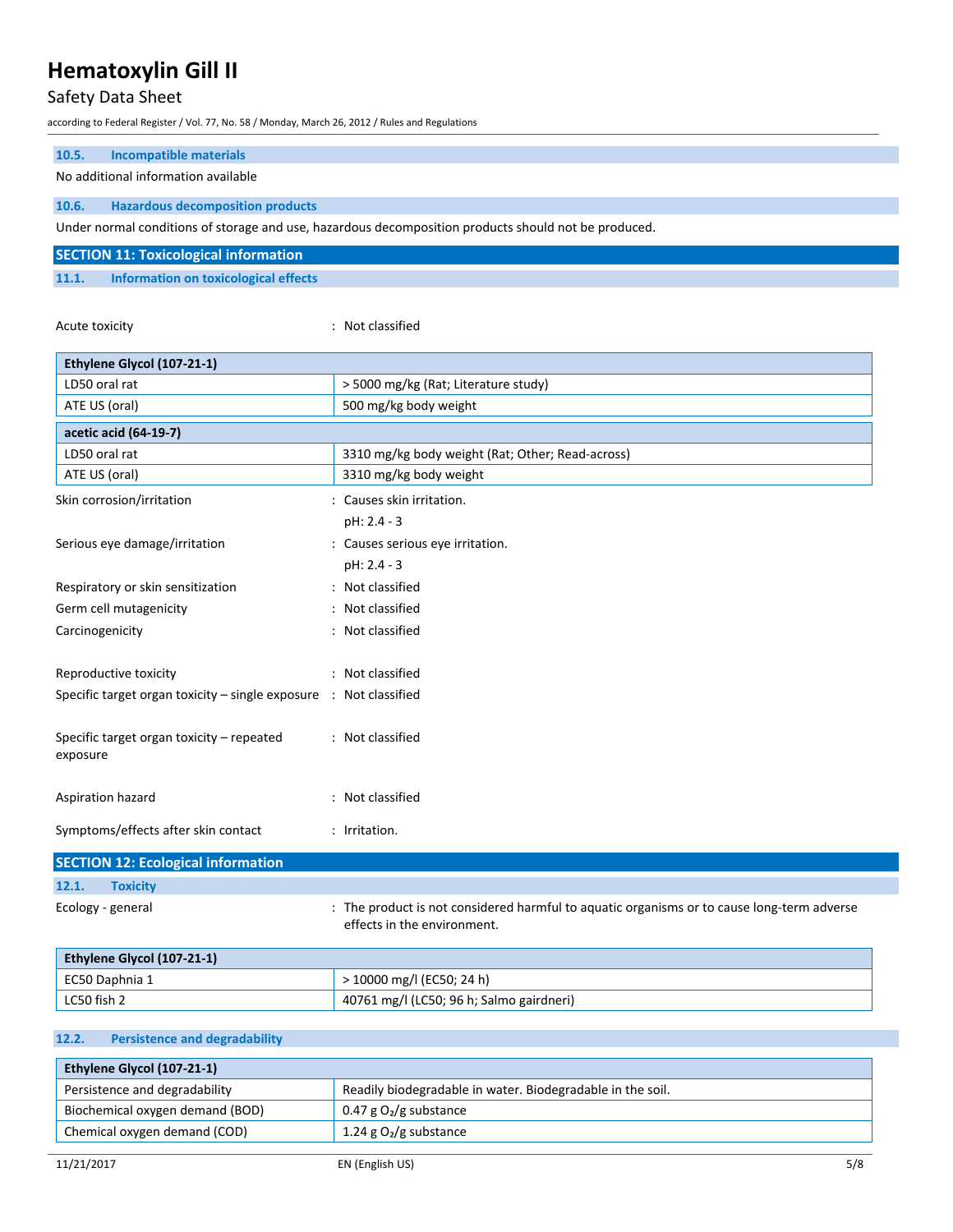### 10.5. Incompatible materials

No additional information available

### 10.6. Hazardous decomposition products

Under normal conditions of storage and use, hazardous decomposition products should not be produced.

## SECTION 11: Toxicological information

### 11.1. Information on toxicological effects

Acute toxicity : Not classified

| Ethylene Glycol (107-21-1) | |
|---|---|
| LD50 oral rat | > 5000 mg/kg (Rat; Literature study) |
| ATE US (oral) | 500 mg/kg body weight |

| acetic acid (64-19-7) | |
|---|---|
| LD50 oral rat | 3310 mg/kg body weight (Rat; Other; Read-across) |
| ATE US (oral) | 3310 mg/kg body weight |

Skin corrosion/irritation : Causes skin irritation.
pH: 2.4 - 3

Serious eye damage/irritation : Causes serious eye irritation.
pH: 2.4 - 3

Respiratory or skin sensitization : Not classified

Germ cell mutagenicity : Not classified

Carcinogenicity : Not classified

Reproductive toxicity : Not classified

Specific target organ toxicity – single exposure : Not classified

Specific target organ toxicity – repeated exposure : Not classified

Aspiration hazard : Not classified

Symptoms/effects after skin contact : Irritation.

## SECTION 12: Ecological information

### 12.1. Toxicity

Ecology - general : The product is not considered harmful to aquatic organisms or to cause long-term adverse effects in the environment.

| Ethylene Glycol (107-21-1) | |
|---|---|
| EC50 Daphnia 1 | > 10000 mg/l (EC50; 24 h) |
| LC50 fish 2 | 40761 mg/l (LC50; 96 h; Salmo gairdneri) |

### 12.2. Persistence and degradability

| Ethylene Glycol (107-21-1) | |
|---|---|
| Persistence and degradability | Readily biodegradable in water. Biodegradable in the soil. |
| Biochemical oxygen demand (BOD) | 0.47 g $O_2$/g substance |
| Chemical oxygen demand (COD) | 1.24 g $O_2$/g substance |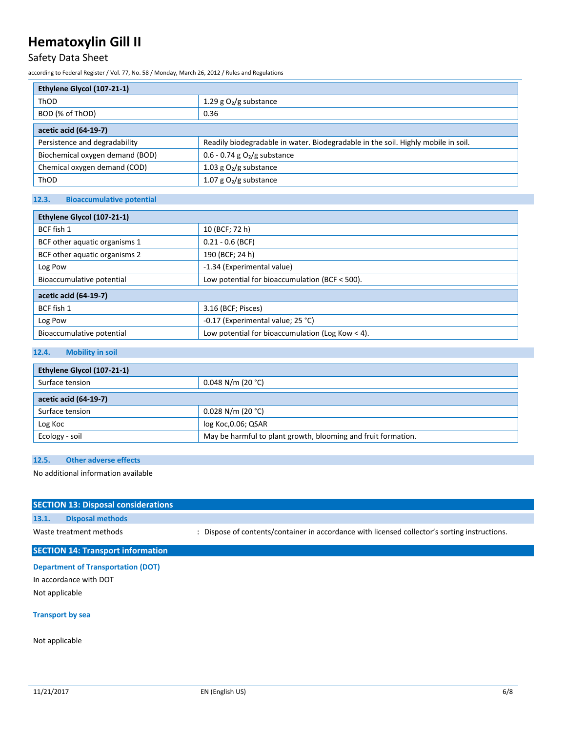| Ethylene Glycol (107-21-1) | |
| --- | --- |
| ThOD | 1.29 g $O_2$/g substance |
| BOD (% of ThOD) | 0.36 |

| acetic acid (64-19-7) | |
| --- | --- |
| Persistence and degradability | Readily biodegradable in water. Biodegradable in the soil. Highly mobile in soil. |
| Biochemical oxygen demand (BOD) | 0.6 - 0.74 g $O_2$/g substance |
| Chemical oxygen demand (COD) | 1.03 g $O_2$/g substance |
| ThOD | 1.07 g $O_2$/g substance |

### 12.3. Bioaccumulative potential

| Ethylene Glycol (107-21-1) | |
| --- | --- |
| BCF fish 1 | 10 (BCF; 72 h) |
| BCF other aquatic organisms 1 | 0.21 - 0.6 (BCF) |
| BCF other aquatic organisms 2 | 190 (BCF; 24 h) |
| Log Pow | -1.34 (Experimental value) |
| Bioaccumulative potential | Low potential for bioaccumulation (BCF < 500). |

| acetic acid (64-19-7) | |
| --- | --- |
| BCF fish 1 | 3.16 (BCF; Pisces) |
| Log Pow | -0.17 (Experimental value; 25 °C) |
| Bioaccumulative potential | Low potential for bioaccumulation (Log Kow < 4). |

### 12.4. Mobility in soil

| Ethylene Glycol (107-21-1) | |
| --- | --- |
| Surface tension | 0.048 N/m (20 °C) |

| acetic acid (64-19-7) | |
| --- | --- |
| Surface tension | 0.028 N/m (20 °C) |
| Log Koc | log Koc,0.06; QSAR |
| Ecology - soil | May be harmful to plant growth, blooming and fruit formation. |

### 12.5. Other adverse effects

No additional information available

## SECTION 13: Disposal considerations

### 13.1. Disposal methods

Waste treatment methods : Dispose of contents/container in accordance with licensed collector's sorting instructions.

## SECTION 14: Transport information

**Department of Transportation (DOT)**

In accordance with DOT

Not applicable

**Transport by sea**

Not applicable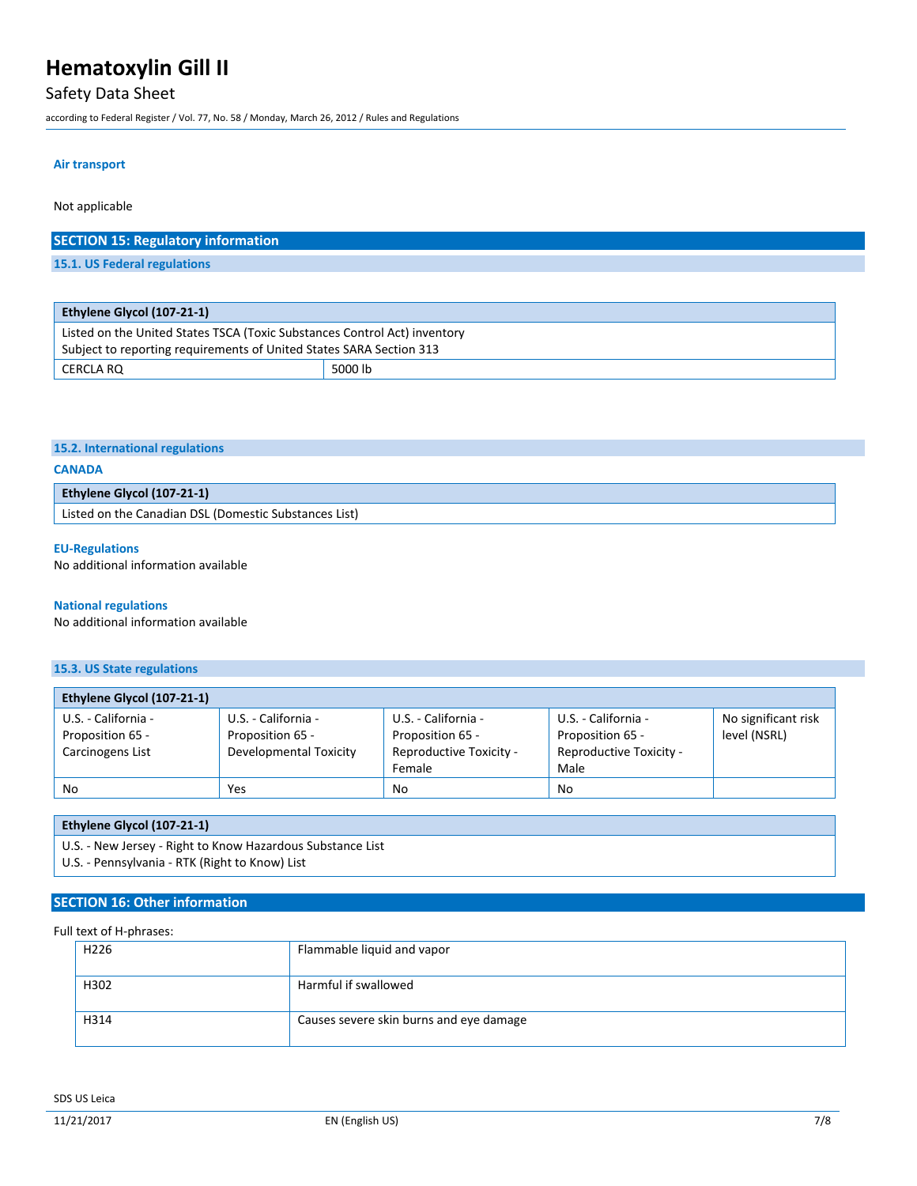### Air transport

Not applicable

## SECTION 15: Regulatory information

### 15.1. US Federal regulations

| Ethylene Glycol (107-21-1) | |
|---|---|
| Listed on the United States TSCA (Toxic Substances Control Act) inventory<br>Subject to reporting requirements of United States SARA Section 313 | |
| CERCLA RQ | 5000 lb |

### 15.2. International regulations

**CANADA**

| Ethylene Glycol (107-21-1) |
|---|
| Listed on the Canadian DSL (Domestic Substances List) |

**EU-Regulations**

No additional information available

**National regulations**

No additional information available

### 15.3. US State regulations

| Ethylene Glycol (107-21-1) | | | | |
|---|---|---|---|---|
| U.S. - California - Proposition 65 - Carcinogens List | U.S. - California - Proposition 65 - Developmental Toxicity | U.S. - California - Proposition 65 - Reproductive Toxicity - Female | U.S. - California - Proposition 65 - Reproductive Toxicity - Male | No significant risk level (NSRL) |
| No | Yes | No | No | |

| Ethylene Glycol (107-21-1) |
|---|
| U.S. - New Jersey - Right to Know Hazardous Substance List<br>U.S. - Pennsylvania - RTK (Right to Know) List |

## SECTION 16: Other information

Full text of H-phrases:

| | |
|---|---|
| H226 | Flammable liquid and vapor |
| H302 | Harmful if swallowed |
| H314 | Causes severe skin burns and eye damage |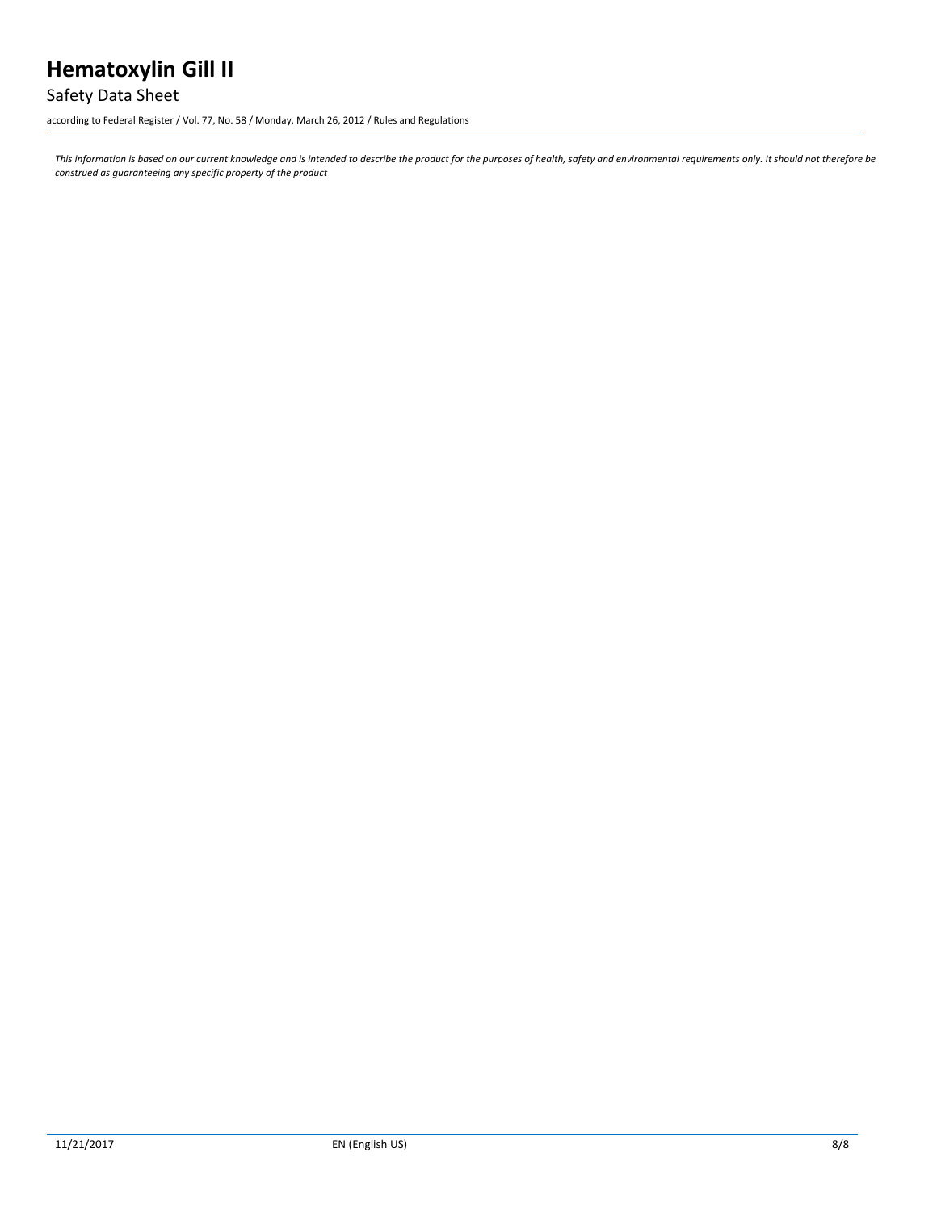*This information is based on our current knowledge and is intended to describe the product for the purposes of health, safety and environmental requirements only. It should not therefore be construed as guaranteeing any specific property of the product*